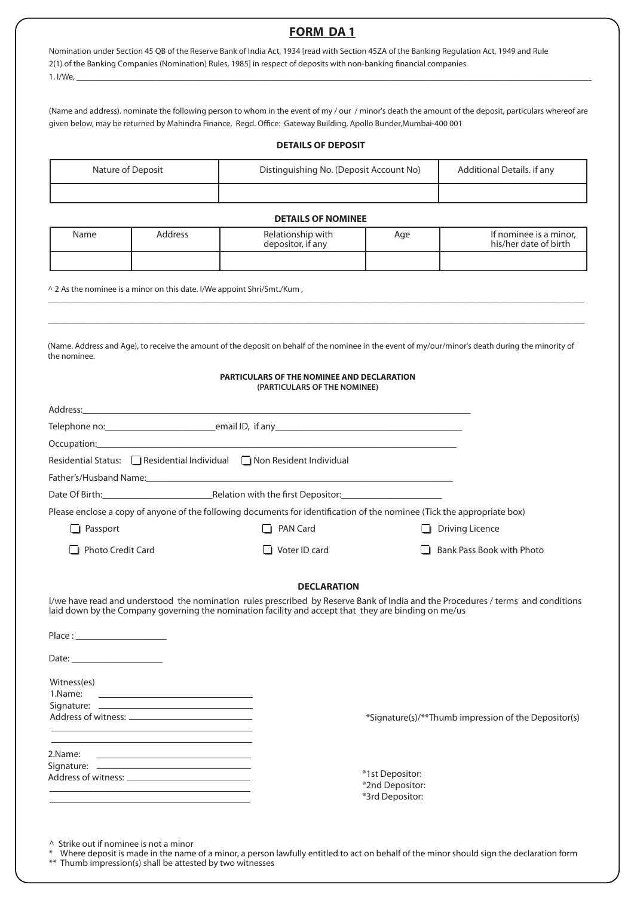# FORM DA 1

Nomination under Section 45 QB of the Reserve Bank of India Act, 1934 [read with Section 45ZA of the Banking Regulation Act, 1949 and Rule 2(1) of the Banking Companies (Nomination) Rules, 1985] in respect of deposits with non-banking financial companies.

1. I/We, ______________________________________________________________________

(Name and address). nominate the following person to whom in the event of my / our / minor's death the amount of the deposit, particulars whereof are given below, may be returned by Mahindra Finance, Regd. Office: Gateway Building, Apollo Bunder,Mumbai-400 001

### DETAILS OF DEPOSIT

| Nature of Deposit | Distinguishing No. (Deposit Account No) | Additional Details. if any |
|---|---|---|
| | | |

### DETAILS OF NOMINEE

| Name | Address | Relationship with depositor, if any | Age | If nominee is a minor, his/her date of birth |
|---|---|---|---|---|
| | | | | |

^ 2 As the nominee is a minor on this date. I/We appoint Shri/Smt./Kum ,

______________________________________________________________________

______________________________________________________________________

(Name. Address and Age), to receive the amount of the deposit on behalf of the nominee in the event of my/our/minor's death during the minority of the nominee.

### PARTICULARS OF THE NOMINEE AND DECLARATION
**(PARTICULARS OF THE NOMINEE)**

Address:______________________________________________________________________

Telephone no:_______________________email ID, if any_______________________________________

Occupation:______________________________________________________________________

Residential Status: ☐ Residential Individual ☐ Non Resident Individual

Father's/Husband Name:____________________________________________________________

Date Of Birth:_______________________Relation with the first Depositor:_____________________

Please enclose a copy of anyone of the following documents for identification of the nominee (Tick the appropriate box)

☐ Passport ☐ PAN Card ☐ Driving Licence

☐ Photo Credit Card ☐ Voter ID card ☐ Bank Pass Book with Photo

### DECLARATION

I/we have read and understood the nomination rules prescribed by Reserve Bank of India and the Procedures / terms and conditions laid down by the Company governing the nomination facility and accept that they are binding on me/us

Place : ___________________

Date: ___________________

Witness(es)

1.Name: ______________________________

Signature: ______________________________

Address of witness: ______________________________

______________________________

______________________________

2.Name: ______________________________

Signature: ______________________________

Address of witness: ______________________________

______________________________

______________________________

*Signature(s)/**Thumb impression of the Depositor(s)

®1st Depositor:

®2nd Depositor:

®3rd Depositor:

^ Strike out if nominee is not a minor

* Where deposit is made in the name of a minor, a person lawfully entitled to act on behalf of the minor should sign the declaration form

** Thumb impression(s) shall be attested by two witnesses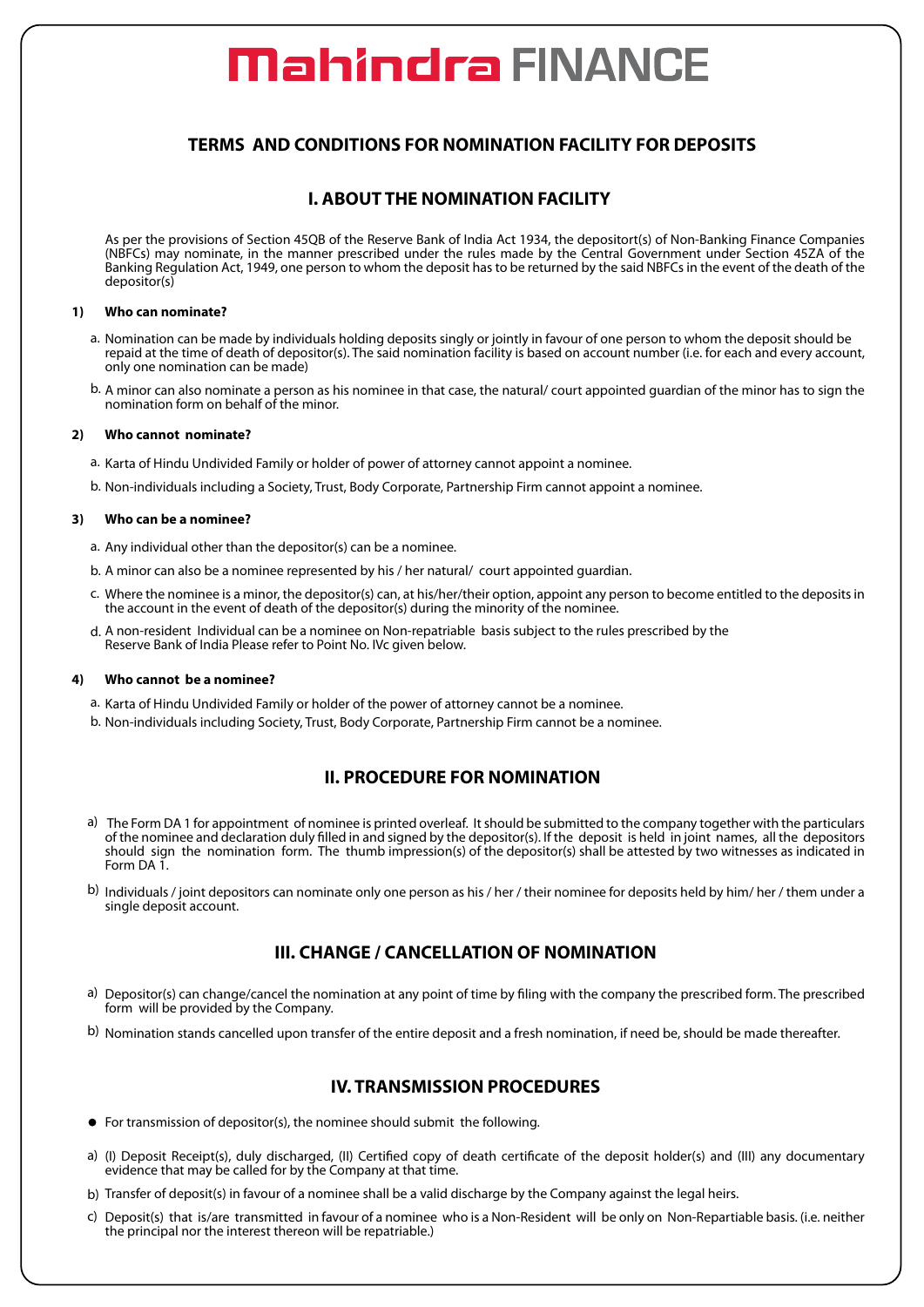# Mahindra FINANCE

## TERMS AND CONDITIONS FOR NOMINATION FACILITY FOR DEPOSITS

## I. ABOUT THE NOMINATION FACILITY

As per the provisions of Section 45QB of the Reserve Bank of India Act 1934, the depositort(s) of Non-Banking Finance Companies (NBFCs) may nominate, in the manner prescribed under the rules made by the Central Government under Section 45ZA of the Banking Regulation Act, 1949, one person to whom the deposit has to be returned by the said NBFCs in the event of the death of the depositor(s)

**1) Who can nominate?**

a. Nomination can be made by individuals holding deposits singly or jointly in favour of one person to whom the deposit should be repaid at the time of death of depositor(s). The said nomination facility is based on account number (i.e. for each and every account, only one nomination can be made)

b. A minor can also nominate a person as his nominee in that case, the natural/ court appointed guardian of the minor has to sign the nomination form on behalf of the minor.

**2) Who cannot nominate?**

a. Karta of Hindu Undivided Family or holder of power of attorney cannot appoint a nominee.

b. Non-individuals including a Society, Trust, Body Corporate, Partnership Firm cannot appoint a nominee.

**3) Who can be a nominee?**

a. Any individual other than the depositor(s) can be a nominee.

b. A minor can also be a nominee represented by his / her natural/ court appointed guardian.

c. Where the nominee is a minor, the depositor(s) can, at his/her/their option, appoint any person to become entitled to the deposits in the account in the event of death of the depositor(s) during the minority of the nominee.

d. A non-resident Individual can be a nominee on Non-repatriable basis subject to the rules prescribed by the Reserve Bank of India Please refer to Point No. IVc given below.

**4) Who cannot be a nominee?**

a. Karta of Hindu Undivided Family or holder of the power of attorney cannot be a nominee.

b. Non-individuals including Society, Trust, Body Corporate, Partnership Firm cannot be a nominee.

## II. PROCEDURE FOR NOMINATION

a) The Form DA 1 for appointment of nominee is printed overleaf. It should be submitted to the company together with the particulars of the nominee and declaration duly filled in and signed by the depositor(s). If the deposit is held in joint names, all the depositors should sign the nomination form. The thumb impression(s) of the depositor(s) shall be attested by two witnesses as indicated in Form DA 1.

b) Individuals / joint depositors can nominate only one person as his / her / their nominee for deposits held by him/ her / them under a single deposit account.

## III. CHANGE / CANCELLATION OF NOMINATION

a) Depositor(s) can change/cancel the nomination at any point of time by filing with the company the prescribed form. The prescribed form will be provided by the Company.

b) Nomination stands cancelled upon transfer of the entire deposit and a fresh nomination, if need be, should be made thereafter.

## IV. TRANSMISSION PROCEDURES

- For transmission of depositor(s), the nominee should submit the following.

a) (I) Deposit Receipt(s), duly discharged, (II) Certified copy of death certificate of the deposit holder(s) and (III) any documentary evidence that may be called for by the Company at that time.

b) Transfer of deposit(s) in favour of a nominee shall be a valid discharge by the Company against the legal heirs.

c) Deposit(s) that is/are transmitted in favour of a nominee who is a Non-Resident will be only on Non-Repartiable basis. (i.e. neither the principal nor the interest thereon will be repatriable.)